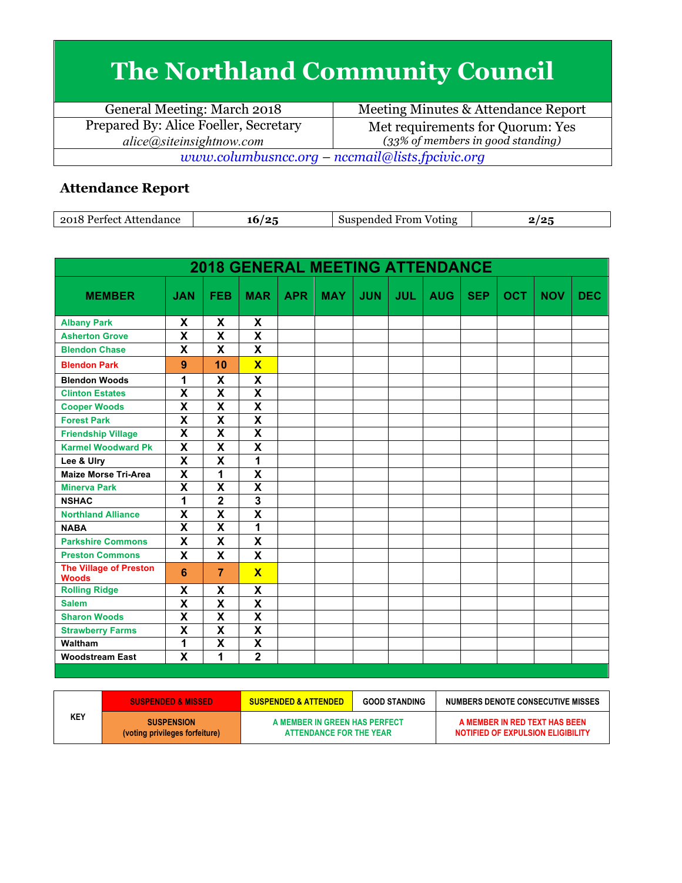# The Northland Community Council

| General Meeting: March 2018 | Meeting Minutes & Attendance Report |
|---|---|
| Prepared By: Alice Foeller, Secretary *alice@siteinsightnow.com* | Met requirements for Quorum: Yes *(33% of members in good standing)* |

*www.columbusncc.org – nccmail@lists.fpcivic.org*

## Attendance Report

| 2018 Perfect Attendance | 16/25 | Suspended From Voting | 2/25 |
|---|---|---|---|

| 2018 GENERAL MEETING ATTENDANCE | | | | | | | | | | | | |
|---|---|---|---|---|---|---|---|---|---|---|---|---|
| MEMBER | JAN | FEB | MAR | APR | MAY | JUN | JUL | AUG | SEP | OCT | NOV | DEC |
| Albany Park | X | X | X | | | | | | | | | |
| Asherton Grove | X | X | X | | | | | | | | | |
| Blendon Chase | X | X | X | | | | | | | | | |
| Blendon Park | 9 | 10 | X | | | | | | | | | |
| Blendon Woods | 1 | X | X | | | | | | | | | |
| Clinton Estates | X | X | X | | | | | | | | | |
| Cooper Woods | X | X | X | | | | | | | | | |
| Forest Park | X | X | X | | | | | | | | | |
| Friendship Village | X | X | X | | | | | | | | | |
| Karmel Woodward Pk | X | X | X | | | | | | | | | |
| Lee & Ulry | X | X | 1 | | | | | | | | | |
| Maize Morse Tri-Area | X | 1 | X | | | | | | | | | |
| Minerva Park | X | X | X | | | | | | | | | |
| NSHAC | 1 | 2 | 3 | | | | | | | | | |
| Northland Alliance | X | X | X | | | | | | | | | |
| NABA | X | X | 1 | | | | | | | | | |
| Parkshire Commons | X | X | X | | | | | | | | | |
| Preston Commons | X | X | X | | | | | | | | | |
| The Village of Preston Woods | 6 | 7 | X | | | | | | | | | |
| Rolling Ridge | X | X | X | | | | | | | | | |
| Salem | X | X | X | | | | | | | | | |
| Sharon Woods | X | X | X | | | | | | | | | |
| Strawberry Farms | X | X | X | | | | | | | | | |
| Waltham | 1 | X | X | | | | | | | | | |
| Woodstream East | X | 1 | 2 | | | | | | | | | |

| KEY | SUSPENDED & MISSED | SUSPENDED & ATTENDED | GOOD STANDING | NUMBERS DENOTE CONSECUTIVE MISSES |
|---|---|---|---|---|
| | SUSPENSION (voting privileges forfeiture) | A MEMBER IN GREEN HAS PERFECT ATTENDANCE FOR THE YEAR | | A MEMBER IN RED TEXT HAS BEEN NOTIFIED OF EXPULSION ELIGIBILITY |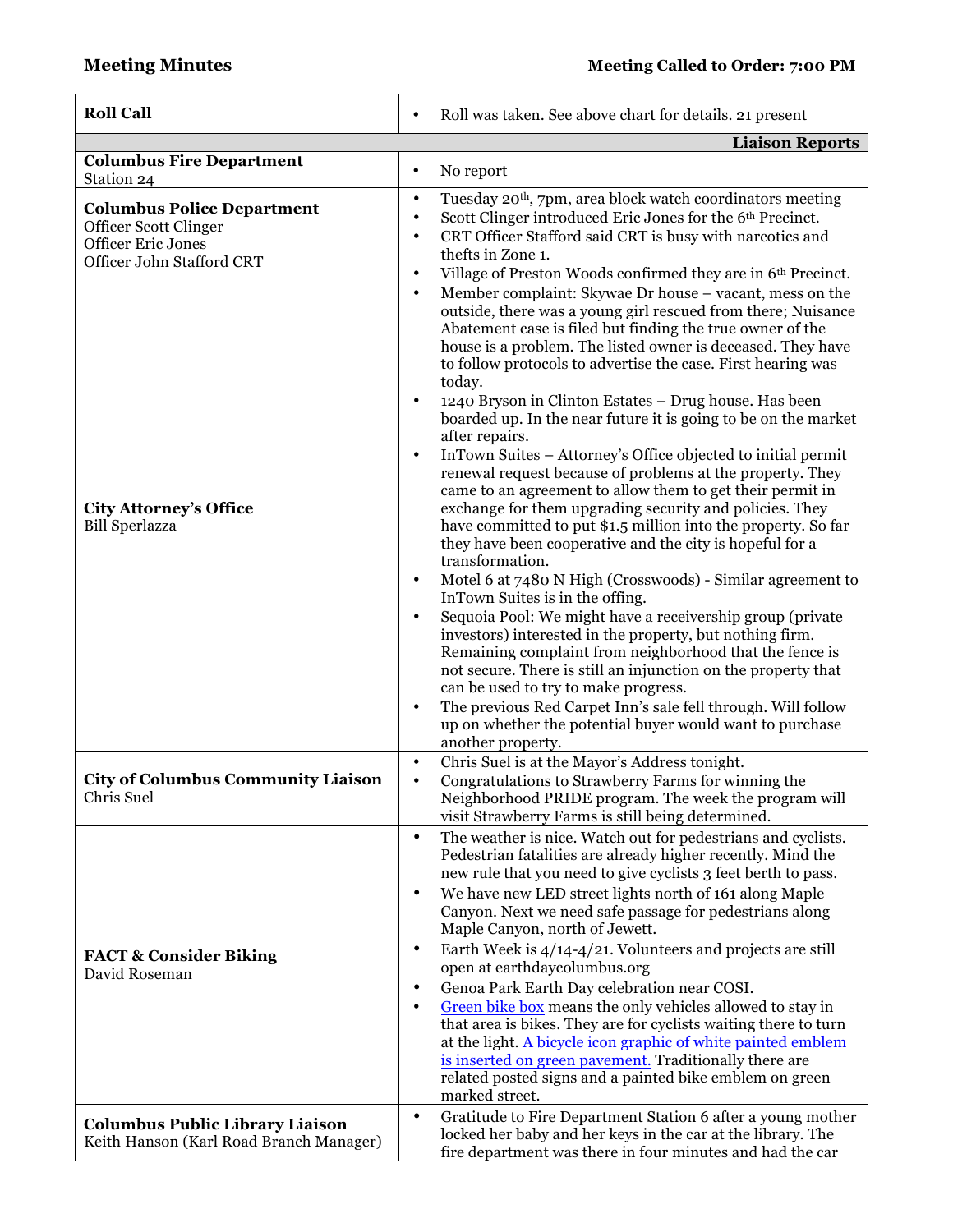**Meeting Minutes** **Meeting Called to Order: 7:00 PM**

| | |
|---|---|
| **Roll Call** | • Roll was taken. See above chart for details. 21 present |
| | **Liaison Reports** |
| **Columbus Fire Department**<br>Station 24 | • No report |
| **Columbus Police Department**<br>Officer Scott Clinger<br>Officer Eric Jones<br>Officer John Stafford CRT | • Tuesday 20th, 7pm, area block watch coordinators meeting<br>• Scott Clinger introduced Eric Jones for the 6th Precinct.<br>• CRT Officer Stafford said CRT is busy with narcotics and thefts in Zone 1.<br>• Village of Preston Woods confirmed they are in 6th Precinct. |
| **City Attorney's Office**<br>Bill Sperlazza | • Member complaint: Skywae Dr house – vacant, mess on the outside, there was a young girl rescued from there; Nuisance Abatement case is filed but finding the true owner of the house is a problem. The listed owner is deceased. They have to follow protocols to advertise the case. First hearing was today.<br>• 1240 Bryson in Clinton Estates – Drug house. Has been boarded up. In the near future it is going to be on the market after repairs.<br>• InTown Suites – Attorney's Office objected to initial permit renewal request because of problems at the property. They came to an agreement to allow them to get their permit in exchange for them upgrading security and policies. They have committed to put $1.5 million into the property. So far they have been cooperative and the city is hopeful for a transformation.<br>• Motel 6 at 7480 N High (Crosswoods) - Similar agreement to InTown Suites is in the offing.<br>• Sequoia Pool: We might have a receivership group (private investors) interested in the property, but nothing firm. Remaining complaint from neighborhood that the fence is not secure. There is still an injunction on the property that can be used to try to make progress.<br>• The previous Red Carpet Inn's sale fell through. Will follow up on whether the potential buyer would want to purchase another property. |
| **City of Columbus Community Liaison**<br>Chris Suel | • Chris Suel is at the Mayor's Address tonight.<br>• Congratulations to Strawberry Farms for winning the Neighborhood PRIDE program. The week the program will visit Strawberry Farms is still being determined. |
| **FACT & Consider Biking**<br>David Roseman | • The weather is nice. Watch out for pedestrians and cyclists. Pedestrian fatalities are already higher recently. Mind the new rule that you need to give cyclists 3 feet berth to pass.<br>• We have new LED street lights north of 161 along Maple Canyon. Next we need safe passage for pedestrians along Maple Canyon, north of Jewett.<br>• Earth Week is 4/14-4/21. Volunteers and projects are still open at earthdaycolumbus.org<br>• Genoa Park Earth Day celebration near COSI.<br>• Green bike box means the only vehicles allowed to stay in that area is bikes. They are for cyclists waiting there to turn at the light. A bicycle icon graphic of white painted emblem is inserted on green pavement. Traditionally there are related posted signs and a painted bike emblem on green marked street. |
| **Columbus Public Library Liaison**<br>Keith Hanson (Karl Road Branch Manager) | • Gratitude to Fire Department Station 6 after a young mother locked her baby and her keys in the car at the library. The fire department was there in four minutes and had the car |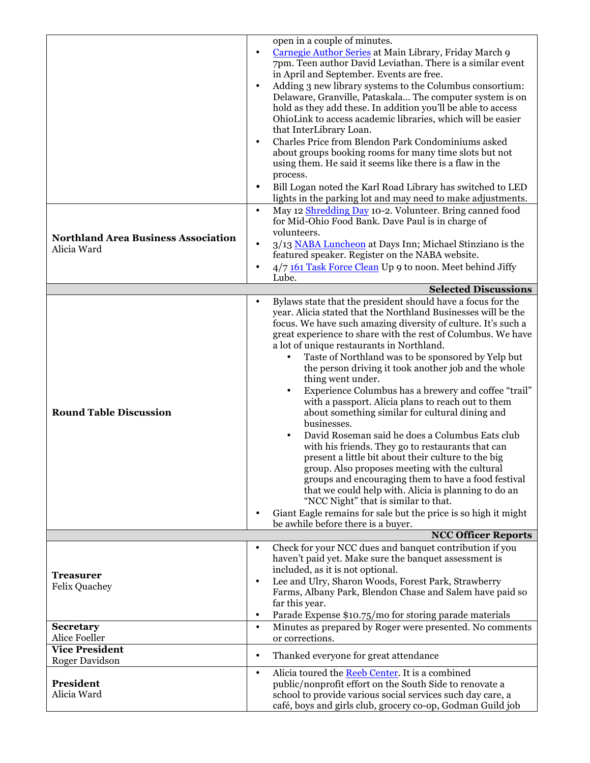| | |
|---|---|
| | open in a couple of minutes.<br>• Carnegie Author Series at Main Library, Friday March 9 7pm. Teen author David Leviathan. There is a similar event in April and September. Events are free.<br>• Adding 3 new library systems to the Columbus consortium: Delaware, Granville, Pataskala… The computer system is on hold as they add these. In addition you'll be able to access OhioLink to access academic libraries, which will be easier that InterLibrary Loan.<br>• Charles Price from Blendon Park Condominiums asked about groups booking rooms for many time slots but not using them. He said it seems like there is a flaw in the process.<br>• Bill Logan noted the Karl Road Library has switched to LED lights in the parking lot and may need to make adjustments. |
| **Northland Area Business Association**<br>Alicia Ward | • May 12 Shredding Day 10-2. Volunteer. Bring canned food for Mid-Ohio Food Bank. Dave Paul is in charge of volunteers.<br>• 3/13 NABA Luncheon at Days Inn; Michael Stinziano is the featured speaker. Register on the NABA website.<br>• 4/7 161 Task Force Clean Up 9 to noon. Meet behind Jiffy Lube. |
| | **Selected Discussions** |
| **Round Table Discussion** | • Bylaws state that the president should have a focus for the year. Alicia stated that the Northland Businesses will be the focus. We have such amazing diversity of culture. It's such a great experience to share with the rest of Columbus. We have a lot of unique restaurants in Northland.<br>&nbsp;&nbsp;&nbsp;&nbsp;• Taste of Northland was to be sponsored by Yelp but the person driving it took another job and the whole thing went under.<br>&nbsp;&nbsp;&nbsp;&nbsp;• Experience Columbus has a brewery and coffee "trail" with a passport. Alicia plans to reach out to them about something similar for cultural dining and businesses.<br>&nbsp;&nbsp;&nbsp;&nbsp;• David Roseman said he does a Columbus Eats club with his friends. They go to restaurants that can present a little bit about their culture to the big group. Also proposes meeting with the cultural groups and encouraging them to have a food festival that we could help with. Alicia is planning to do an "NCC Night" that is similar to that.<br>• Giant Eagle remains for sale but the price is so high it might be awhile before there is a buyer. |
| | **NCC Officer Reports** |
| **Treasurer**<br>Felix Quachey | • Check for your NCC dues and banquet contribution if you haven't paid yet. Make sure the banquet assessment is included, as it is not optional.<br>• Lee and Ulry, Sharon Woods, Forest Park, Strawberry Farms, Albany Park, Blendon Chase and Salem have paid so far this year.<br>• Parade Expense $10.75/mo for storing parade materials |
| **Secretary**<br>Alice Foeller | • Minutes as prepared by Roger were presented. No comments or corrections. |
| **Vice President**<br>Roger Davidson | • Thanked everyone for great attendance |
| **President**<br>Alicia Ward | • Alicia toured the Reeb Center. It is a combined public/nonprofit effort on the South Side to renovate a school to provide various social services such day care, a café, boys and girls club, grocery co-op, Godman Guild job |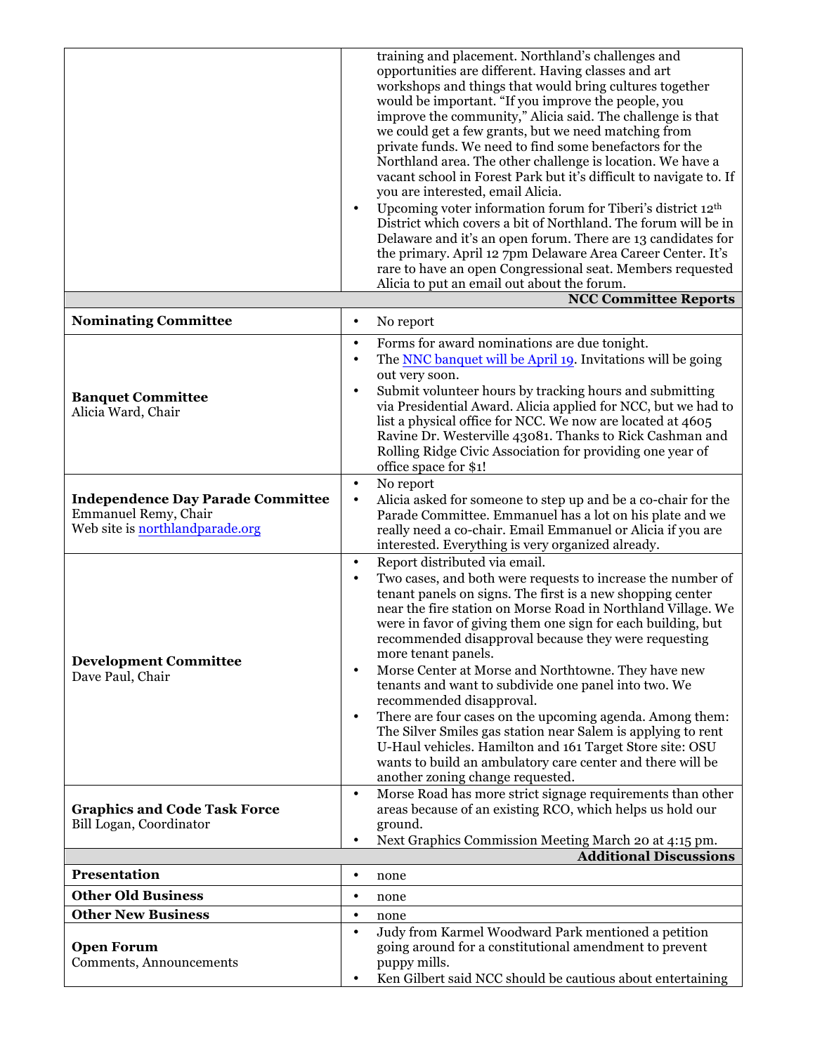| | |
|---|---|
| | training and placement. Northland's challenges and opportunities are different. Having classes and art workshops and things that would bring cultures together would be important. "If you improve the people, you improve the community," Alicia said. The challenge is that we could get a few grants, but we need matching from private funds. We need to find some benefactors for the Northland area. The other challenge is location. We have a vacant school in Forest Park but it's difficult to navigate to. If you are interested, email Alicia.<br>• Upcoming voter information forum for Tiberi's district 12th District which covers a bit of Northland. The forum will be in Delaware and it's an open forum. There are 13 candidates for the primary. April 12 7pm Delaware Area Career Center. It's rare to have an open Congressional seat. Members requested Alicia to put an email out about the forum. |
| | **NCC Committee Reports** |
| **Nominating Committee** | • No report |
| **Banquet Committee**<br>Alicia Ward, Chair | • Forms for award nominations are due tonight.<br>• The [NNC banquet will be April 19](). Invitations will be going out very soon.<br>• Submit volunteer hours by tracking hours and submitting via Presidential Award. Alicia applied for NCC, but we had to list a physical office for NCC. We now are located at 4605 Ravine Dr. Westerville 43081. Thanks to Rick Cashman and Rolling Ridge Civic Association for providing one year of office space for $1! |
| **Independence Day Parade Committee**<br>Emmanuel Remy, Chair<br>Web site is [northlandparade.org]() | • No report<br>• Alicia asked for someone to step up and be a co-chair for the Parade Committee. Emmanuel has a lot on his plate and we really need a co-chair. Email Emmanuel or Alicia if you are interested. Everything is very organized already. |
| **Development Committee**<br>Dave Paul, Chair | • Report distributed via email.<br>• Two cases, and both were requests to increase the number of tenant panels on signs. The first is a new shopping center near the fire station on Morse Road in Northland Village. We were in favor of giving them one sign for each building, but recommended disapproval because they were requesting more tenant panels.<br>• Morse Center at Morse and Northtowne. They have new tenants and want to subdivide one panel into two. We recommended disapproval.<br>• There are four cases on the upcoming agenda. Among them: The Silver Smiles gas station near Salem is applying to rent U-Haul vehicles. Hamilton and 161 Target Store site: OSU wants to build an ambulatory care center and there will be another zoning change requested. |
| **Graphics and Code Task Force**<br>Bill Logan, Coordinator | • Morse Road has more strict signage requirements than other areas because of an existing RCO, which helps us hold our ground.<br>• Next Graphics Commission Meeting March 20 at 4:15 pm. |
| | **Additional Discussions** |
| **Presentation** | • none |
| **Other Old Business** | • none |
| **Other New Business** | • none |
| **Open Forum**<br>Comments, Announcements | • Judy from Karmel Woodward Park mentioned a petition going around for a constitutional amendment to prevent puppy mills.<br>• Ken Gilbert said NCC should be cautious about entertaining |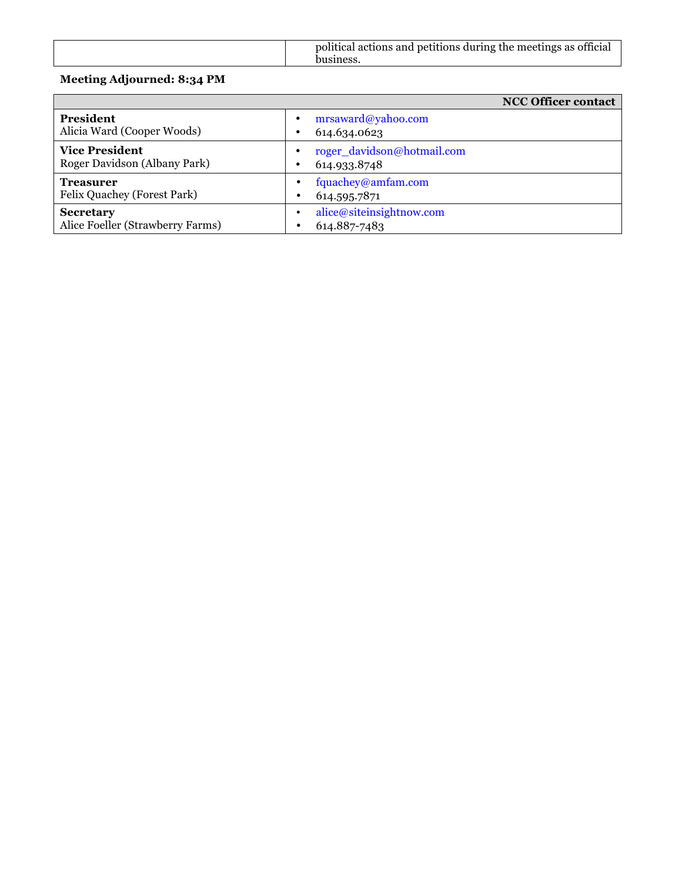| | |
|---|---|
| | political actions and petitions during the meetings as official business. |

**Meeting Adjourned: 8:34 PM**

| | **NCC Officer contact** |
|---|---|
| **President**<br>Alicia Ward (Cooper Woods) | • mrsaward@yahoo.com<br>• 614.634.0623 |
| **Vice President**<br>Roger Davidson (Albany Park) | • roger_davidson@hotmail.com<br>• 614.933.8748 |
| **Treasurer**<br>Felix Quachey (Forest Park) | • fquachey@amfam.com<br>• 614.595.7871 |
| **Secretary**<br>Alice Foeller (Strawberry Farms) | • alice@siteinsightnow.com<br>• 614.887-7483 |